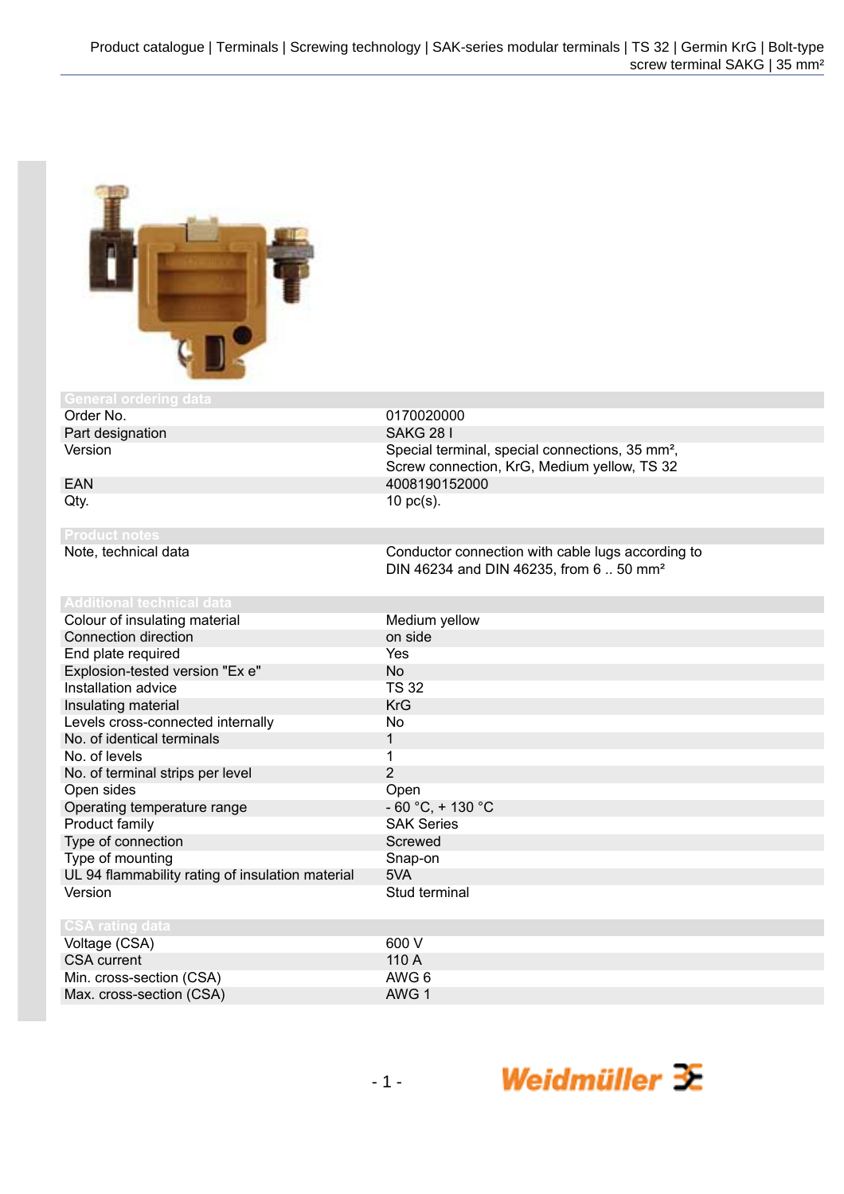## General ordering data

| | |
|---|---|
| Order No. | 0170020000 |
| Part designation | SAKG 28 I |
| Version | Special terminal, special connections, 35 mm², Screw connection, KrG, Medium yellow, TS 32 |
| EAN | 4008190152000 |
| Qty. | 10 pc(s). |

## Product notes

| | |
|---|---|
| Note, technical data | Conductor connection with cable lugs according to DIN 46234 and DIN 46235, from 6 .. 50 mm² |

## Additional technical data

| | |
|---|---|
| Colour of insulating material | Medium yellow |
| Connection direction | on side |
| End plate required | Yes |
| Explosion-tested version "Ex e" | No |
| Installation advice | TS 32 |
| Insulating material | KrG |
| Levels cross-connected internally | No |
| No. of identical terminals | 1 |
| No. of levels | 1 |
| No. of terminal strips per level | 2 |
| Open sides | Open |
| Operating temperature range | - 60 °C, + 130 °C |
| Product family | SAK Series |
| Type of connection | Screwed |
| Type of mounting | Snap-on |
| UL 94 flammability rating of insulation material | 5VA |
| Version | Stud terminal |

## CSA rating data

| | |
|---|---|
| Voltage (CSA) | 600 V |
| CSA current | 110 A |
| Min. cross-section (CSA) | AWG 6 |
| Max. cross-section (CSA) | AWG 1 |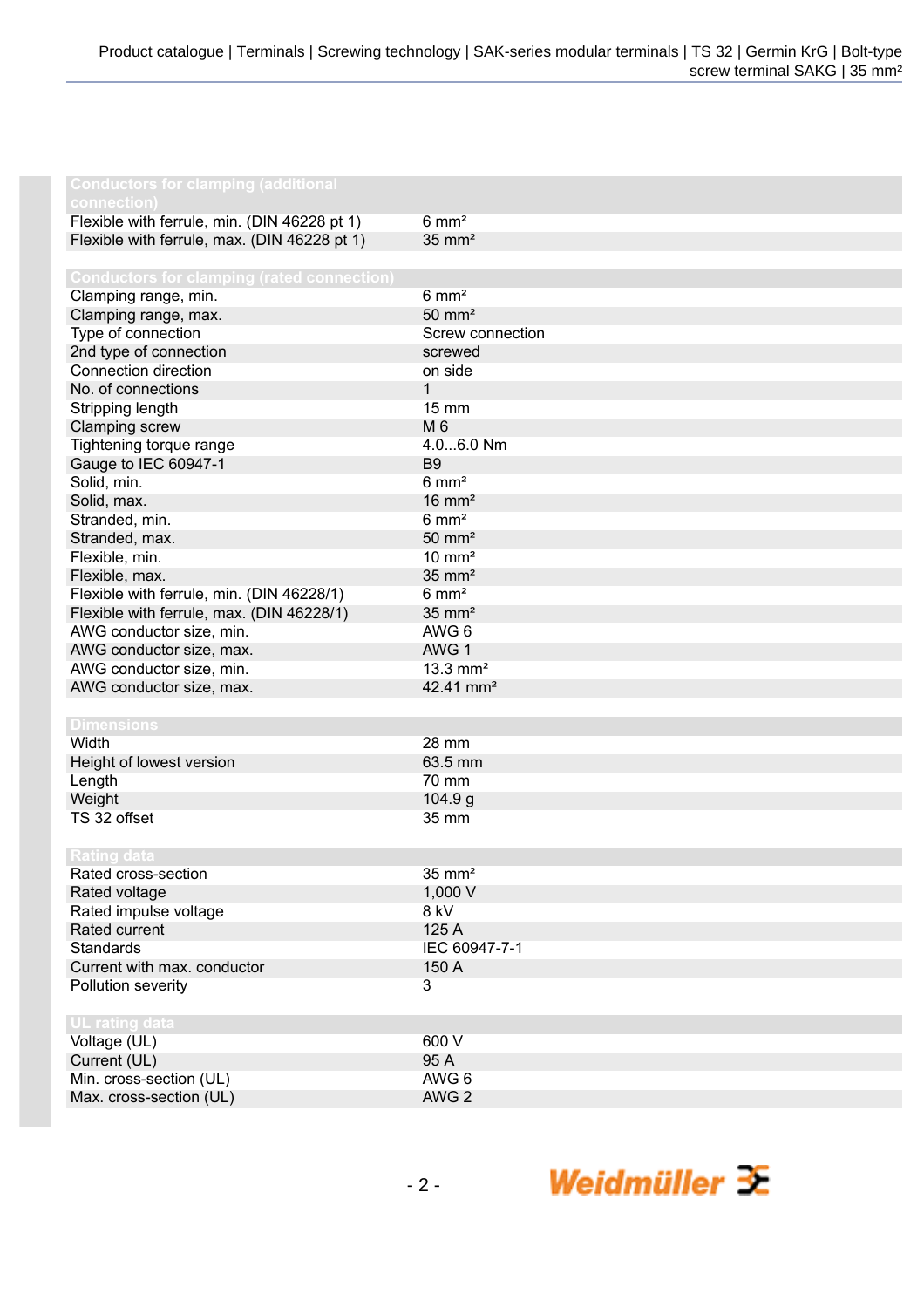| Conductors for clamping (additional connection) | |
|---|---|
| Flexible with ferrule, min. (DIN 46228 pt 1) | 6 mm² |
| Flexible with ferrule, max. (DIN 46228 pt 1) | 35 mm² |

| Conductors for clamping (rated connection) | |
|---|---|
| Clamping range, min. | 6 mm² |
| Clamping range, max. | 50 mm² |
| Type of connection | Screw connection |
| 2nd type of connection | screwed |
| Connection direction | on side |
| No. of connections | 1 |
| Stripping length | 15 mm |
| Clamping screw | M 6 |
| Tightening torque range | 4.0...6.0 Nm |
| Gauge to IEC 60947-1 | B9 |
| Solid, min. | 6 mm² |
| Solid, max. | 16 mm² |
| Stranded, min. | 6 mm² |
| Stranded, max. | 50 mm² |
| Flexible, min. | 10 mm² |
| Flexible, max. | 35 mm² |
| Flexible with ferrule, min. (DIN 46228/1) | 6 mm² |
| Flexible with ferrule, max. (DIN 46228/1) | 35 mm² |
| AWG conductor size, min. | AWG 6 |
| AWG conductor size, max. | AWG 1 |
| AWG conductor size, min. | 13.3 mm² |
| AWG conductor size, max. | 42.41 mm² |

| Dimensions | |
|---|---|
| Width | 28 mm |
| Height of lowest version | 63.5 mm |
| Length | 70 mm |
| Weight | 104.9 g |
| TS 32 offset | 35 mm |

| Rating data | |
|---|---|
| Rated cross-section | 35 mm² |
| Rated voltage | 1,000 V |
| Rated impulse voltage | 8 kV |
| Rated current | 125 A |
| Standards | IEC 60947-7-1 |
| Current with max. conductor | 150 A |
| Pollution severity | 3 |

| UL rating data | |
|---|---|
| Voltage (UL) | 600 V |
| Current (UL) | 95 A |
| Min. cross-section (UL) | AWG 6 |
| Max. cross-section (UL) | AWG 2 |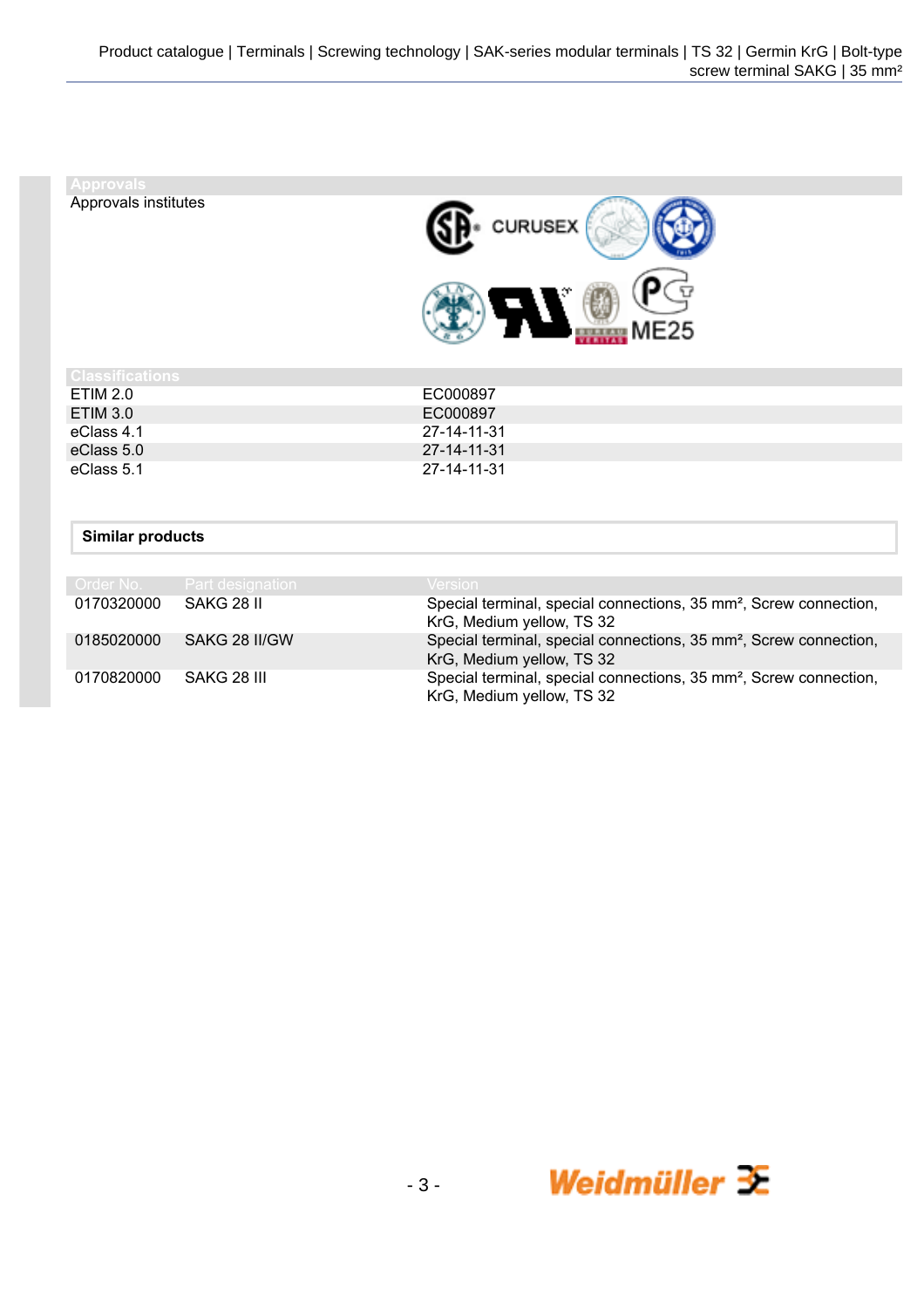## Approvals

| | |
|---|---|
| Approvals institutes | CURUSEX ME25 |

## Classifications

| | |
|---|---|
| ETIM 2.0 | EC000897 |
| ETIM 3.0 | EC000897 |
| eClass 4.1 | 27-14-11-31 |
| eClass 5.0 | 27-14-11-31 |
| eClass 5.1 | 27-14-11-31 |

## Similar products

| Order No. | Part designation | Version |
|---|---|---|
| 0170320000 | SAKG 28 II | Special terminal, special connections, 35 mm², Screw connection, KrG, Medium yellow, TS 32 |
| 0185020000 | SAKG 28 II/GW | Special terminal, special connections, 35 mm², Screw connection, KrG, Medium yellow, TS 32 |
| 0170820000 | SAKG 28 III | Special terminal, special connections, 35 mm², Screw connection, KrG, Medium yellow, TS 32 |